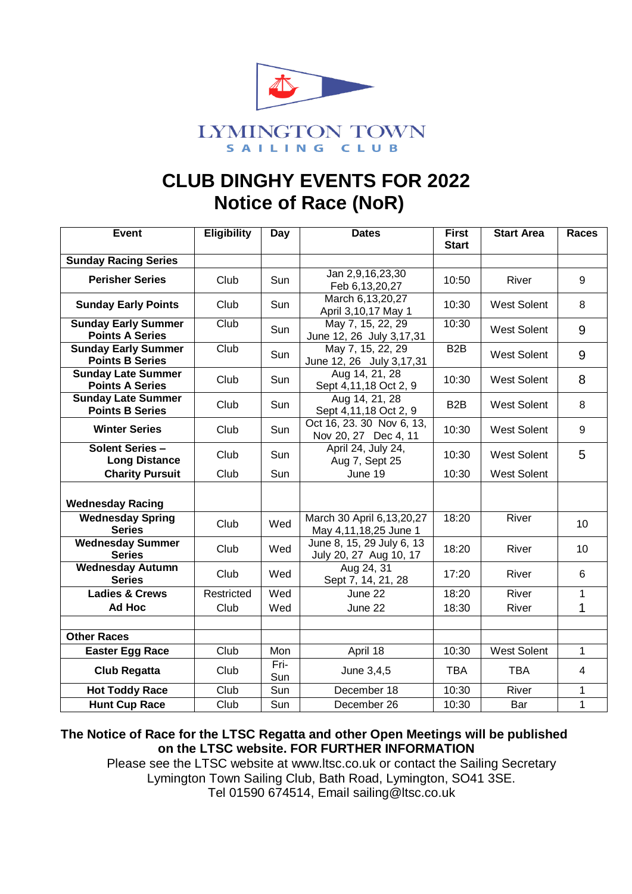LYMINGTON TOWN
SAILING CLUB

# CLUB DINGHY EVENTS FOR 2022
# Notice of Race (NoR)

| Event | Eligibility | Day | Dates | First Start | Start Area | Races |
|---|---|---|---|---|---|---|
| **Sunday Racing Series** | | | | | | |
| **Perisher Series** | Club | Sun | Jan 2,9,16,23,30 Feb 6,13,20,27 | 10:50 | River | 9 |
| **Sunday Early Points** | Club | Sun | March 6,13,20,27 April 3,10,17 May 1 | 10:30 | West Solent | 8 |
| **Sunday Early Summer Points A Series** | Club | Sun | May 7, 15, 22, 29 June 12, 26 July 3,17,31 | 10:30 | West Solent | 9 |
| **Sunday Early Summer Points B Series** | Club | Sun | May 7, 15, 22, 29 June 12, 26 July 3,17,31 | B2B | West Solent | 9 |
| **Sunday Late Summer Points A Series** | Club | Sun | Aug 14, 21, 28 Sept 4,11,18 Oct 2, 9 | 10:30 | West Solent | 8 |
| **Sunday Late Summer Points B Series** | Club | Sun | Aug 14, 21, 28 Sept 4,11,18 Oct 2, 9 | B2B | West Solent | 8 |
| **Winter Series** | Club | Sun | Oct 16, 23. 30 Nov 6, 13, Nov 20, 27 Dec 4, 11 | 10:30 | West Solent | 9 |
| **Solent Series – Long Distance** | Club | Sun | April 24, July 24, Aug 7, Sept 25 | 10:30 | West Solent | 5 |
| **Charity Pursuit** | Club | Sun | June 19 | 10:30 | West Solent | |
| **Wednesday Racing** | | | | | | |
| **Wednesday Spring Series** | Club | Wed | March 30 April 6,13,20,27 May 4,11,18,25 June 1 | 18:20 | River | 10 |
| **Wednesday Summer Series** | Club | Wed | June 8, 15, 29 July 6, 13 July 20, 27 Aug 10, 17 | 18:20 | River | 10 |
| **Wednesday Autumn Series** | Club | Wed | Aug 24, 31 Sept 7, 14, 21, 28 | 17:20 | River | 6 |
| **Ladies & Crews** | Restricted | Wed | June 22 | 18:20 | River | 1 |
| **Ad Hoc** | Club | Wed | June 22 | 18:30 | River | 1 |
| | | | | | | |
| **Other Races** | | | | | | |
| **Easter Egg Race** | Club | Mon | April 18 | 10:30 | West Solent | 1 |
| **Club Regatta** | Club | Fri-Sun | June 3,4,5 | TBA | TBA | 4 |
| **Hot Toddy Race** | Club | Sun | December 18 | 10:30 | River | 1 |
| **Hunt Cup Race** | Club | Sun | December 26 | 10:30 | Bar | 1 |

**The Notice of Race for the LTSC Regatta and other Open Meetings will be published on the LTSC website. FOR FURTHER INFORMATION**

Please see the LTSC website at www.ltsc.co.uk or contact the Sailing Secretary
Lymington Town Sailing Club, Bath Road, Lymington, SO41 3SE.
Tel 01590 674514, Email sailing@ltsc.co.uk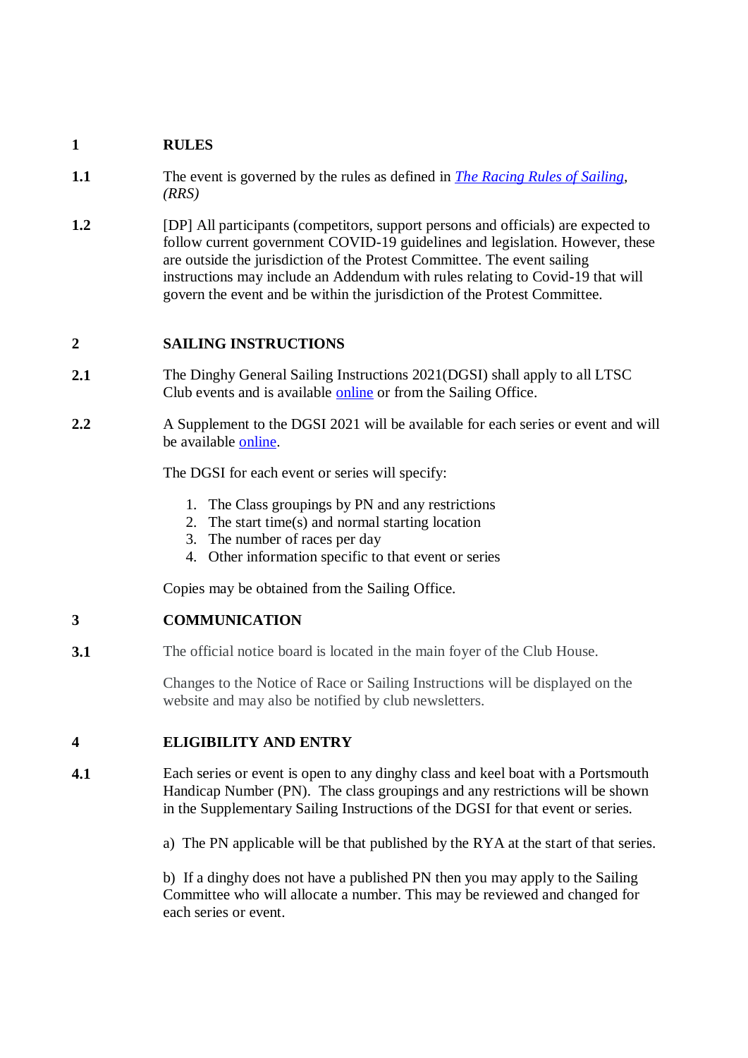## 1 RULES

**1.1** The event is governed by the rules as defined in *The Racing Rules of Sailing, (RRS)*

**1.2** [DP] All participants (competitors, support persons and officials) are expected to follow current government COVID-19 guidelines and legislation. However, these are outside the jurisdiction of the Protest Committee. The event sailing instructions may include an Addendum with rules relating to Covid-19 that will govern the event and be within the jurisdiction of the Protest Committee.

## 2 SAILING INSTRUCTIONS

**2.1** The Dinghy General Sailing Instructions 2021(DGSI) shall apply to all LTSC Club events and is available online or from the Sailing Office.

**2.2** A Supplement to the DGSI 2021 will be available for each series or event and will be available online.

The DGSI for each event or series will specify:

1. The Class groupings by PN and any restrictions
2. The start time(s) and normal starting location
3. The number of races per day
4. Other information specific to that event or series

Copies may be obtained from the Sailing Office.

## 3 COMMUNICATION

**3.1** The official notice board is located in the main foyer of the Club House.

Changes to the Notice of Race or Sailing Instructions will be displayed on the website and may also be notified by club newsletters.

## 4 ELIGIBILITY AND ENTRY

**4.1** Each series or event is open to any dinghy class and keel boat with a Portsmouth Handicap Number (PN). The class groupings and any restrictions will be shown in the Supplementary Sailing Instructions of the DGSI for that event or series.

a) The PN applicable will be that published by the RYA at the start of that series.

b) If a dinghy does not have a published PN then you may apply to the Sailing Committee who will allocate a number. This may be reviewed and changed for each series or event.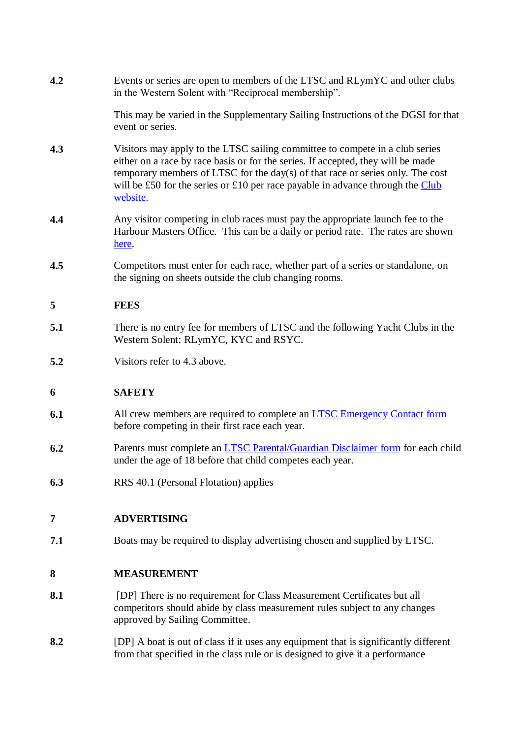**4.2** Events or series are open to members of the LTSC and RLymYC and other clubs in the Western Solent with "Reciprocal membership".

This may be varied in the Supplementary Sailing Instructions of the DGSI for that event or series.

**4.3** Visitors may apply to the LTSC sailing committee to compete in a club series either on a race by race basis or for the series. If accepted, they will be made temporary members of LTSC for the day(s) of that race or series only. The cost will be £50 for the series or £10 per race payable in advance through the Club website.

**4.4** Any visitor competing in club races must pay the appropriate launch fee to the Harbour Masters Office. This can be a daily or period rate. The rates are shown here.

**4.5** Competitors must enter for each race, whether part of a series or standalone, on the signing on sheets outside the club changing rooms.

## 5 FEES

**5.1** There is no entry fee for members of LTSC and the following Yacht Clubs in the Western Solent: RLymYC, KYC and RSYC.

**5.2** Visitors refer to 4.3 above.

## 6 SAFETY

**6.1** All crew members are required to complete an LTSC Emergency Contact form before competing in their first race each year.

**6.2** Parents must complete an LTSC Parental/Guardian Disclaimer form for each child under the age of 18 before that child competes each year.

**6.3** RRS 40.1 (Personal Flotation) applies

## 7 ADVERTISING

**7.1** Boats may be required to display advertising chosen and supplied by LTSC.

## 8 MEASUREMENT

**8.1** [DP] There is no requirement for Class Measurement Certificates but all competitors should abide by class measurement rules subject to any changes approved by Sailing Committee.

**8.2** [DP] A boat is out of class if it uses any equipment that is significantly different from that specified in the class rule or is designed to give it a performance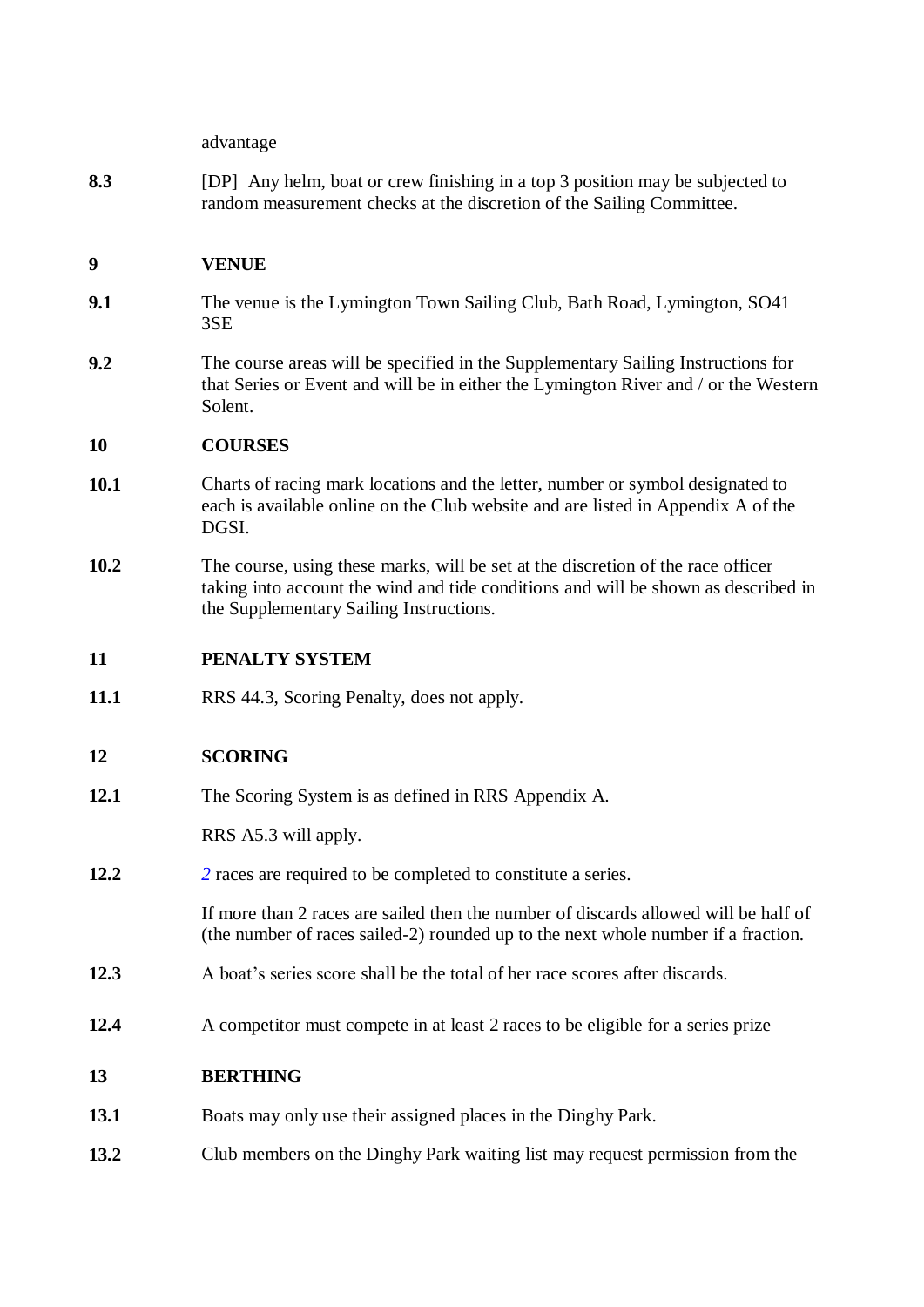advantage

**8.3** [DP] Any helm, boat or crew finishing in a top 3 position may be subjected to random measurement checks at the discretion of the Sailing Committee.

## 9 VENUE

**9.1** The venue is the Lymington Town Sailing Club, Bath Road, Lymington, SO41 3SE

**9.2** The course areas will be specified in the Supplementary Sailing Instructions for that Series or Event and will be in either the Lymington River and / or the Western Solent.

## 10 COURSES

**10.1** Charts of racing mark locations and the letter, number or symbol designated to each is available online on the Club website and are listed in Appendix A of the DGSI.

**10.2** The course, using these marks, will be set at the discretion of the race officer taking into account the wind and tide conditions and will be shown as described in the Supplementary Sailing Instructions.

## 11 PENALTY SYSTEM

**11.1** RRS 44.3, Scoring Penalty, does not apply.

## 12 SCORING

**12.1** The Scoring System is as defined in RRS Appendix A.

RRS A5.3 will apply.

**12.2** *2* races are required to be completed to constitute a series.

If more than 2 races are sailed then the number of discards allowed will be half of (the number of races sailed-2) rounded up to the next whole number if a fraction.

**12.3** A boat's series score shall be the total of her race scores after discards.

**12.4** A competitor must compete in at least 2 races to be eligible for a series prize

## 13 BERTHING

**13.1** Boats may only use their assigned places in the Dinghy Park.

**13.2** Club members on the Dinghy Park waiting list may request permission from the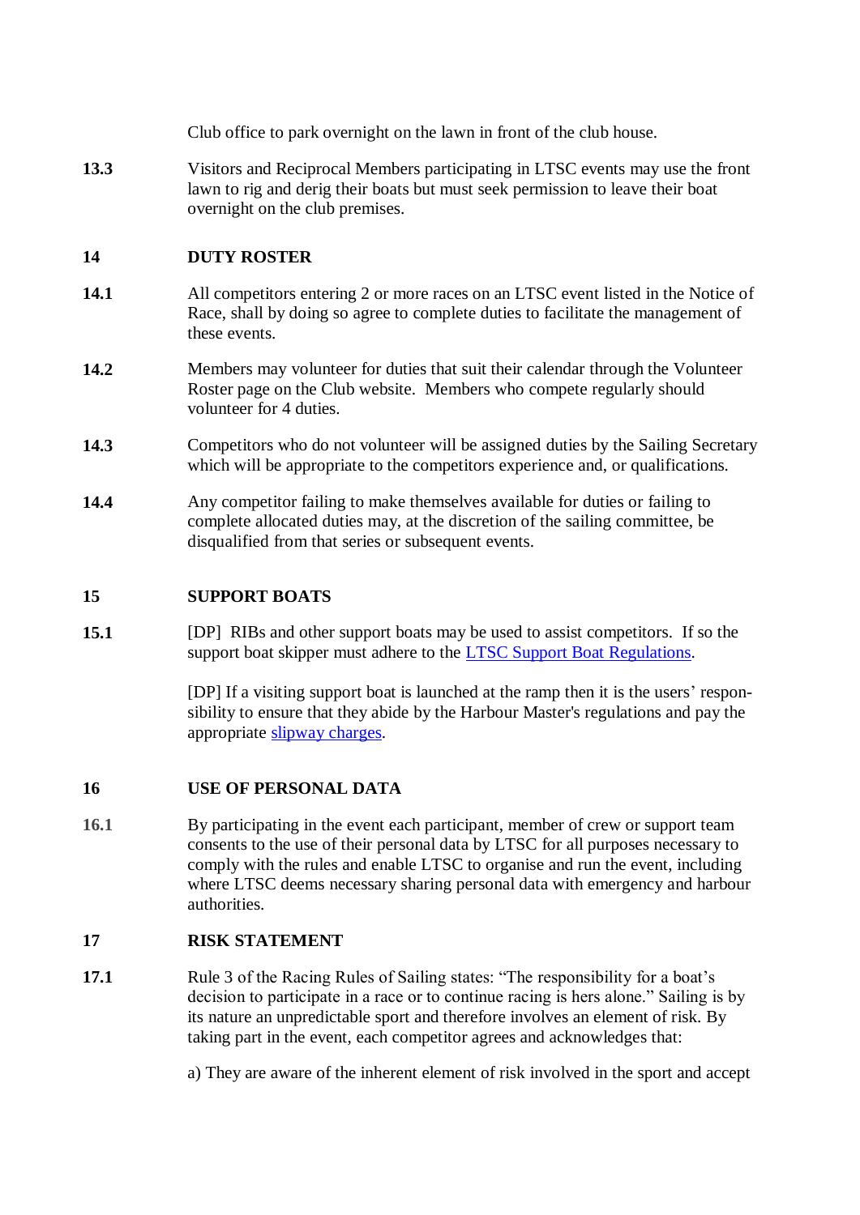Club office to park overnight on the lawn in front of the club house.

**13.3** Visitors and Reciprocal Members participating in LTSC events may use the front lawn to rig and derig their boats but must seek permission to leave their boat overnight on the club premises.

## 14 DUTY ROSTER

**14.1** All competitors entering 2 or more races on an LTSC event listed in the Notice of Race, shall by doing so agree to complete duties to facilitate the management of these events.

**14.2** Members may volunteer for duties that suit their calendar through the Volunteer Roster page on the Club website. Members who compete regularly should volunteer for 4 duties.

**14.3** Competitors who do not volunteer will be assigned duties by the Sailing Secretary which will be appropriate to the competitors experience and, or qualifications.

**14.4** Any competitor failing to make themselves available for duties or failing to complete allocated duties may, at the discretion of the sailing committee, be disqualified from that series or subsequent events.

## 15 SUPPORT BOATS

**15.1** [DP] RIBs and other support boats may be used to assist competitors. If so the support boat skipper must adhere to the LTSC Support Boat Regulations.

[DP] If a visiting support boat is launched at the ramp then it is the users' responsibility to ensure that they abide by the Harbour Master's regulations and pay the appropriate slipway charges.

## 16 USE OF PERSONAL DATA

**16.1** By participating in the event each participant, member of crew or support team consents to the use of their personal data by LTSC for all purposes necessary to comply with the rules and enable LTSC to organise and run the event, including where LTSC deems necessary sharing personal data with emergency and harbour authorities.

## 17 RISK STATEMENT

**17.1** Rule 3 of the Racing Rules of Sailing states: "The responsibility for a boat's decision to participate in a race or to continue racing is hers alone." Sailing is by its nature an unpredictable sport and therefore involves an element of risk. By taking part in the event, each competitor agrees and acknowledges that:

a) They are aware of the inherent element of risk involved in the sport and accept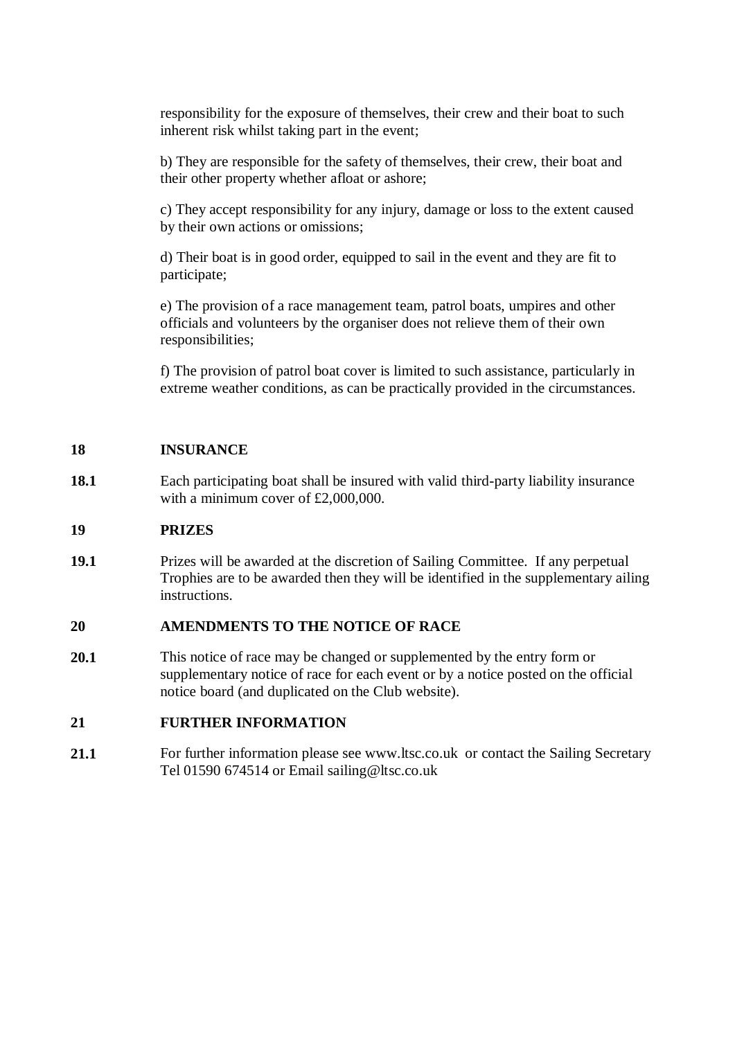responsibility for the exposure of themselves, their crew and their boat to such inherent risk whilst taking part in the event;

b) They are responsible for the safety of themselves, their crew, their boat and their other property whether afloat or ashore;

c) They accept responsibility for any injury, damage or loss to the extent caused by their own actions or omissions;

d) Their boat is in good order, equipped to sail in the event and they are fit to participate;

e) The provision of a race management team, patrol boats, umpires and other officials and volunteers by the organiser does not relieve them of their own responsibilities;

f) The provision of patrol boat cover is limited to such assistance, particularly in extreme weather conditions, as can be practically provided in the circumstances.

## 18 INSURANCE

**18.1** Each participating boat shall be insured with valid third-party liability insurance with a minimum cover of £2,000,000.

## 19 PRIZES

**19.1** Prizes will be awarded at the discretion of Sailing Committee. If any perpetual Trophies are to be awarded then they will be identified in the supplementary ailing instructions.

## 20 AMENDMENTS TO THE NOTICE OF RACE

**20.1** This notice of race may be changed or supplemented by the entry form or supplementary notice of race for each event or by a notice posted on the official notice board (and duplicated on the Club website).

## 21 FURTHER INFORMATION

**21.1** For further information please see www.ltsc.co.uk or contact the Sailing Secretary Tel 01590 674514 or Email sailing@ltsc.co.uk